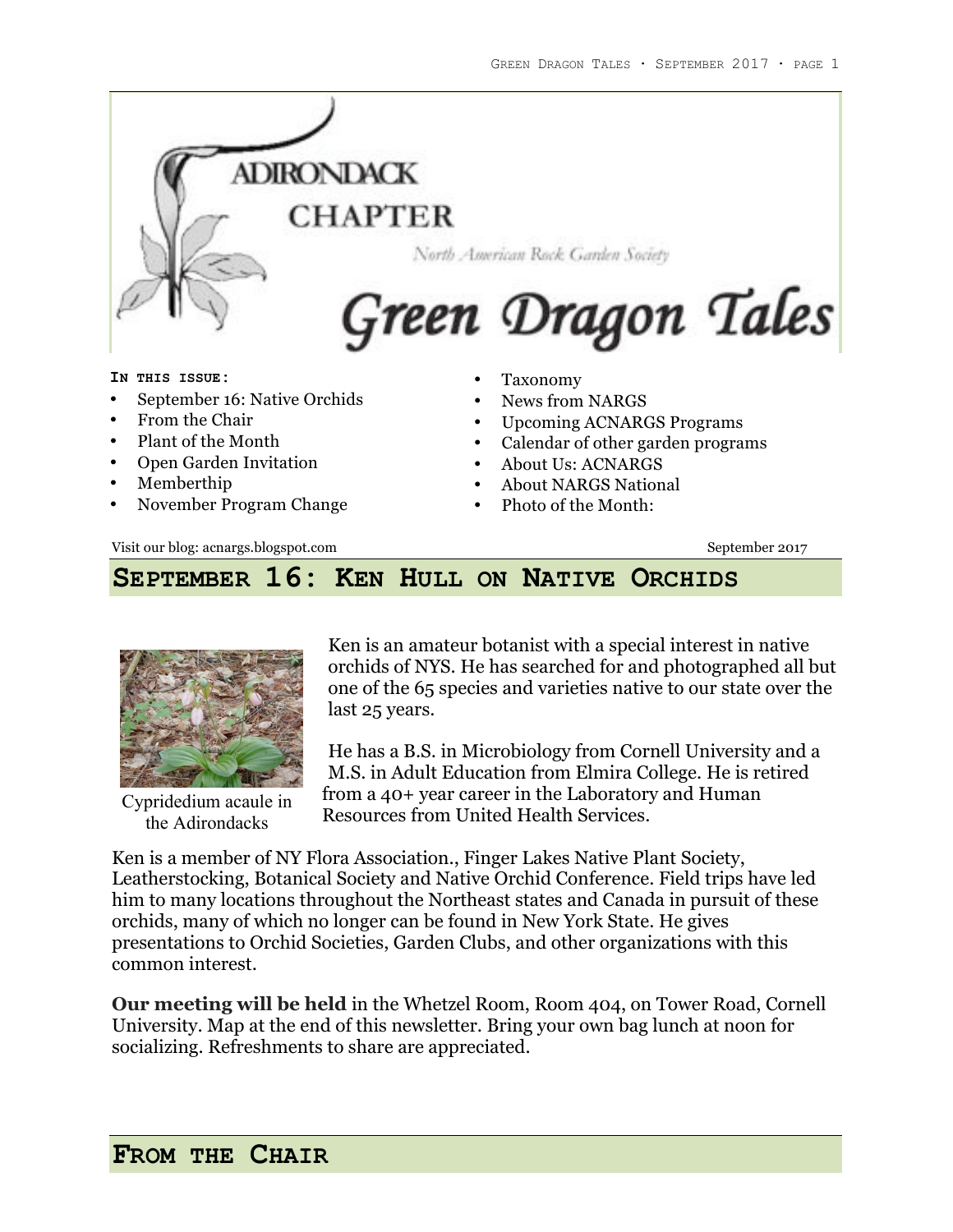# Adirondack Chapter
North American Rock Garden Society

# Green Dragon Tales

**In this issue:**

- September 16: Native Orchids
- From the Chair
- Plant of the Month
- Open Garden Invitation
- Memberthip
- November Program Change
- Taxonomy
- News from NARGS
- Upcoming ACNARGS Programs
- Calendar of other garden programs
- About Us: ACNARGS
- About NARGS National
- Photo of the Month:

Visit our blog: acnargs.blogspot.com

September 2017

## September 16: Ken Hull on Native Orchids

Cypridedium acaule in the Adirondacks

Ken is an amateur botanist with a special interest in native orchids of NYS. He has searched for and photographed all but one of the 65 species and varieties native to our state over the last 25 years.

He has a B.S. in Microbiology from Cornell University and a M.S. in Adult Education from Elmira College. He is retired from a 40+ year career in the Laboratory and Human Resources from United Health Services.

Ken is a member of NY Flora Association., Finger Lakes Native Plant Society, Leatherstocking, Botanical Society and Native Orchid Conference. Field trips have led him to many locations throughout the Northeast states and Canada in pursuit of these orchids, many of which no longer can be found in New York State. He gives presentations to Orchid Societies, Garden Clubs, and other organizations with this common interest.

**Our meeting will be held** in the Whetzel Room, Room 404, on Tower Road, Cornell University. Map at the end of this newsletter. Bring your own bag lunch at noon for socializing. Refreshments to share are appreciated.

## From the Chair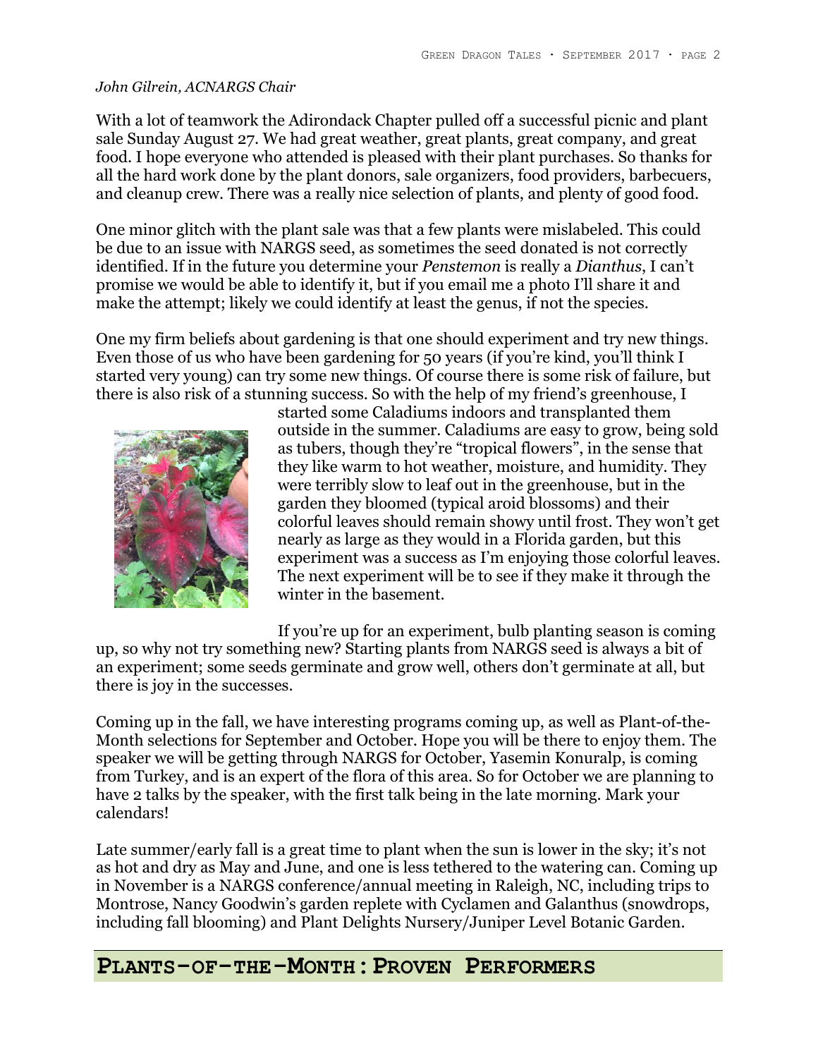*John Gilrein, ACNARGS Chair*

With a lot of teamwork the Adirondack Chapter pulled off a successful picnic and plant sale Sunday August 27. We had great weather, great plants, great company, and great food. I hope everyone who attended is pleased with their plant purchases. So thanks for all the hard work done by the plant donors, sale organizers, food providers, barbecuers, and cleanup crew. There was a really nice selection of plants, and plenty of good food.

One minor glitch with the plant sale was that a few plants were mislabeled. This could be due to an issue with NARGS seed, as sometimes the seed donated is not correctly identified. If in the future you determine your *Penstemon* is really a *Dianthus*, I can't promise we would be able to identify it, but if you email me a photo I'll share it and make the attempt; likely we could identify at least the genus, if not the species.

One my firm beliefs about gardening is that one should experiment and try new things. Even those of us who have been gardening for 50 years (if you're kind, you'll think I started very young) can try some new things. Of course there is some risk of failure, but there is also risk of a stunning success. So with the help of my friend's greenhouse, I started some Caladiums indoors and transplanted them outside in the summer. Caladiums are easy to grow, being sold as tubers, though they're "tropical flowers", in the sense that they like warm to hot weather, moisture, and humidity. They were terribly slow to leaf out in the greenhouse, but in the garden they bloomed (typical aroid blossoms) and their colorful leaves should remain showy until frost. They won't get nearly as large as they would in a Florida garden, but this experiment was a success as I'm enjoying those colorful leaves. The next experiment will be to see if they make it through the winter in the basement.

If you're up for an experiment, bulb planting season is coming up, so why not try something new? Starting plants from NARGS seed is always a bit of an experiment; some seeds germinate and grow well, others don't germinate at all, but there is joy in the successes.

Coming up in the fall, we have interesting programs coming up, as well as Plant-of-the-Month selections for September and October. Hope you will be there to enjoy them. The speaker we will be getting through NARGS for October, Yasemin Konuralp, is coming from Turkey, and is an expert of the flora of this area. So for October we are planning to have 2 talks by the speaker, with the first talk being in the late morning. Mark your calendars!

Late summer/early fall is a great time to plant when the sun is lower in the sky; it's not as hot and dry as May and June, and one is less tethered to the watering can. Coming up in November is a NARGS conference/annual meeting in Raleigh, NC, including trips to Montrose, Nancy Goodwin's garden replete with Cyclamen and Galanthus (snowdrops, including fall blooming) and Plant Delights Nursery/Juniper Level Botanic Garden.

## Plants-of-the-Month: Proven Performers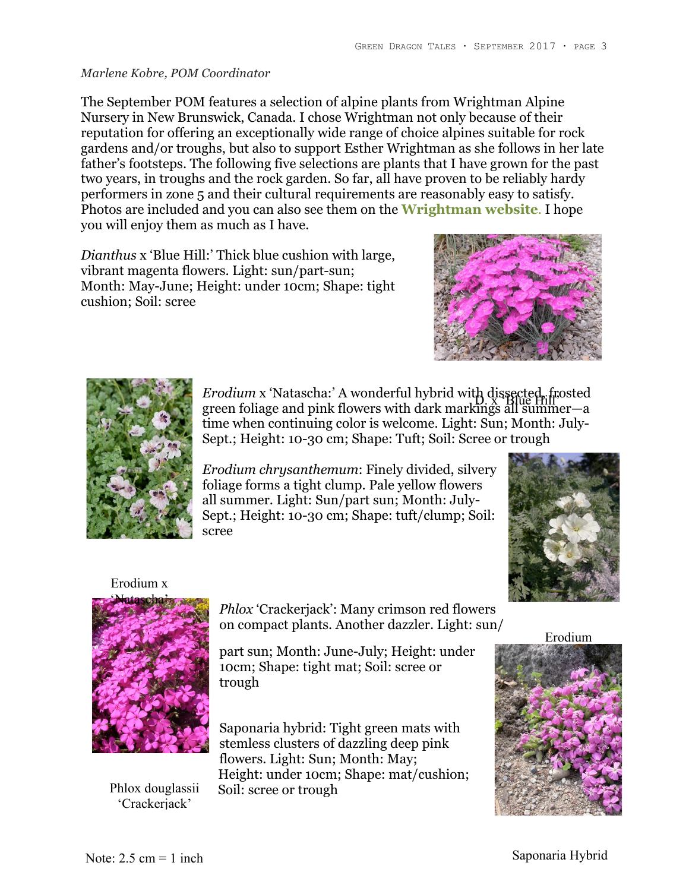*Marlene Kobre, POM Coordinator*

The September POM features a selection of alpine plants from Wrightman Alpine Nursery in New Brunswick, Canada. I chose Wrightman not only because of their reputation for offering an exceptionally wide range of choice alpines suitable for rock gardens and/or troughs, but also to support Esther Wrightman as she follows in her late father's footsteps. The following five selections are plants that I have grown for the past two years, in troughs and the rock garden. So far, all have proven to be reliably hardy performers in zone 5 and their cultural requirements are reasonably easy to satisfy. Photos are included and you can also see them on the **Wrightman website**. I hope you will enjoy them as much as I have.

*Dianthus* x 'Blue Hill:' Thick blue cushion with large, vibrant magenta flowers. Light: sun/part-sun; Month: May-June; Height: under 10cm; Shape: tight cushion; Soil: scree

D. x 'Blue Hill'

*Erodium* x 'Natascha:' A wonderful hybrid with dissected, frosted green foliage and pink flowers with dark markings all summer—a time when continuing color is welcome. Light: Sun; Month: July-Sept.; Height: 10-30 cm; Shape: Tuft; Soil: Scree or trough

Erodium x 'Natascha'

*Erodium chrysanthemum*: Finely divided, silvery foliage forms a tight clump. Pale yellow flowers all summer. Light: Sun/part sun; Month: July-Sept.; Height: 10-30 cm; Shape: tuft/clump; Soil: scree

Erodium

*Phlox* 'Crackerjack': Many crimson red flowers on compact plants. Another dazzler. Light: sun/part sun; Month: June-July; Height: under 10cm; Shape: tight mat; Soil: scree or trough

Phlox douglassii 'Crackerjack'

Saponaria hybrid: Tight green mats with stemless clusters of dazzling deep pink flowers. Light: Sun; Month: May; Height: under 10cm; Shape: mat/cushion; Soil: scree or trough

Saponaria Hybrid

Note: 2.5 cm = 1 inch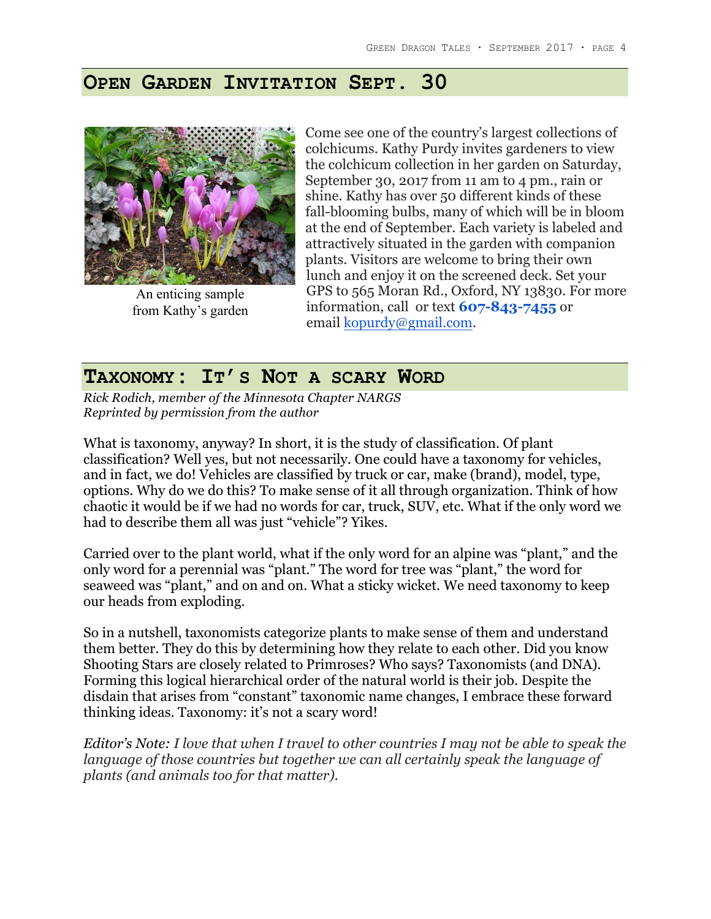## Open Garden Invitation Sept. 30

An enticing sample from Kathy's garden

Come see one of the country's largest collections of colchicums. Kathy Purdy invites gardeners to view the colchicum collection in her garden on Saturday, September 30, 2017 from 11 am to 4 pm., rain or shine. Kathy has over 50 different kinds of these fall-blooming bulbs, many of which will be in bloom at the end of September. Each variety is labeled and attractively situated in the garden with companion plants. Visitors are welcome to bring their own lunch and enjoy it on the screened deck. Set your GPS to 565 Moran Rd., Oxford, NY 13830. For more information, call or text **607-843-7455** or email kopurdy@gmail.com.

## Taxonomy: It's Not a scary Word

*Rick Rodich, member of the Minnesota Chapter NARGS*
*Reprinted by permission from the author*

What is taxonomy, anyway? In short, it is the study of classification. Of plant classification? Well yes, but not necessarily. One could have a taxonomy for vehicles, and in fact, we do! Vehicles are classified by truck or car, make (brand), model, type, options. Why do we do this? To make sense of it all through organization. Think of how chaotic it would be if we had no words for car, truck, SUV, etc. What if the only word we had to describe them all was just "vehicle"? Yikes.

Carried over to the plant world, what if the only word for an alpine was "plant," and the only word for a perennial was "plant." The word for tree was "plant," the word for seaweed was "plant," and on and on. What a sticky wicket. We need taxonomy to keep our heads from exploding.

So in a nutshell, taxonomists categorize plants to make sense of them and understand them better. They do this by determining how they relate to each other. Did you know Shooting Stars are closely related to Primroses? Who says? Taxonomists (and DNA). Forming this logical hierarchical order of the natural world is their job. Despite the disdain that arises from "constant" taxonomic name changes, I embrace these forward thinking ideas. Taxonomy: it's not a scary word!

*Editor's Note: I love that when I travel to other countries I may not be able to speak the language of those countries but together we can all certainly speak the language of plants (and animals too for that matter).*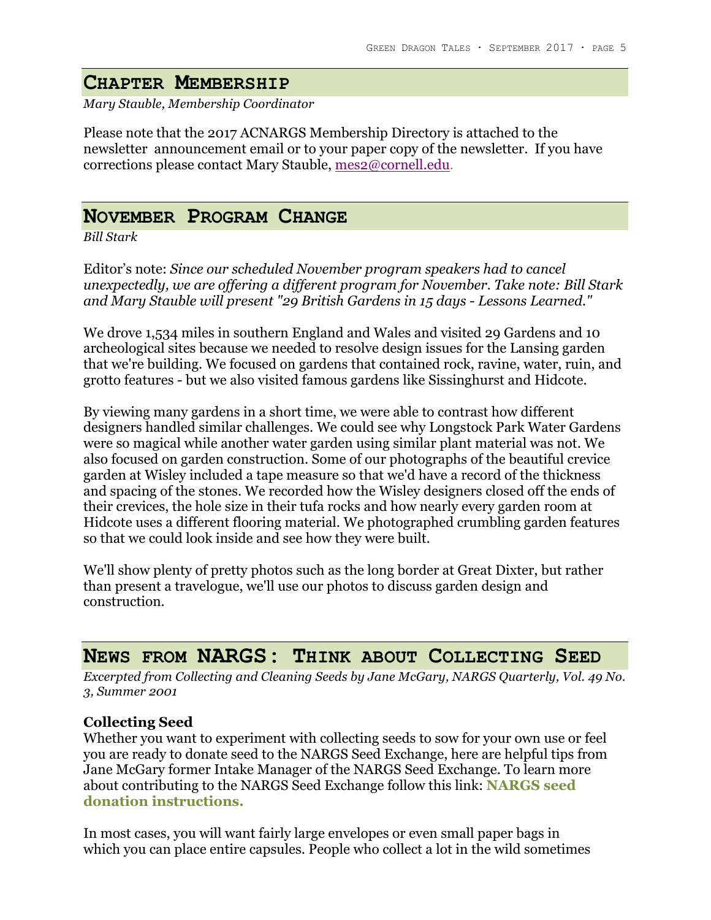## Chapter Membership

*Mary Stauble, Membership Coordinator*

Please note that the 2017 ACNARGS Membership Directory is attached to the newsletter announcement email or to your paper copy of the newsletter. If you have corrections please contact Mary Stauble, mes2@cornell.edu.

## November Program Change

*Bill Stark*

Editor's note: *Since our scheduled November program speakers had to cancel unexpectedly, we are offering a different program for November. Take note: Bill Stark and Mary Stauble will present "29 British Gardens in 15 days - Lessons Learned."*

We drove 1,534 miles in southern England and Wales and visited 29 Gardens and 10 archeological sites because we needed to resolve design issues for the Lansing garden that we're building. We focused on gardens that contained rock, ravine, water, ruin, and grotto features - but we also visited famous gardens like Sissinghurst and Hidcote.

By viewing many gardens in a short time, we were able to contrast how different designers handled similar challenges. We could see why Longstock Park Water Gardens were so magical while another water garden using similar plant material was not. We also focused on garden construction. Some of our photographs of the beautiful crevice garden at Wisley included a tape measure so that we'd have a record of the thickness and spacing of the stones. We recorded how the Wisley designers closed off the ends of their crevices, the hole size in their tufa rocks and how nearly every garden room at Hidcote uses a different flooring material. We photographed crumbling garden features so that we could look inside and see how they were built.

We'll show plenty of pretty photos such as the long border at Great Dixter, but rather than present a travelogue, we'll use our photos to discuss garden design and construction.

## News from NARGS: Think about Collecting Seed

*Excerpted from Collecting and Cleaning Seeds by Jane McGary, NARGS Quarterly, Vol. 49 No. 3, Summer 2001*

### Collecting Seed

Whether you want to experiment with collecting seeds to sow for your own use or feel you are ready to donate seed to the NARGS Seed Exchange, here are helpful tips from Jane McGary former Intake Manager of the NARGS Seed Exchange. To learn more about contributing to the NARGS Seed Exchange follow this link: **NARGS seed donation instructions.**

In most cases, you will want fairly large envelopes or even small paper bags in which you can place entire capsules. People who collect a lot in the wild sometimes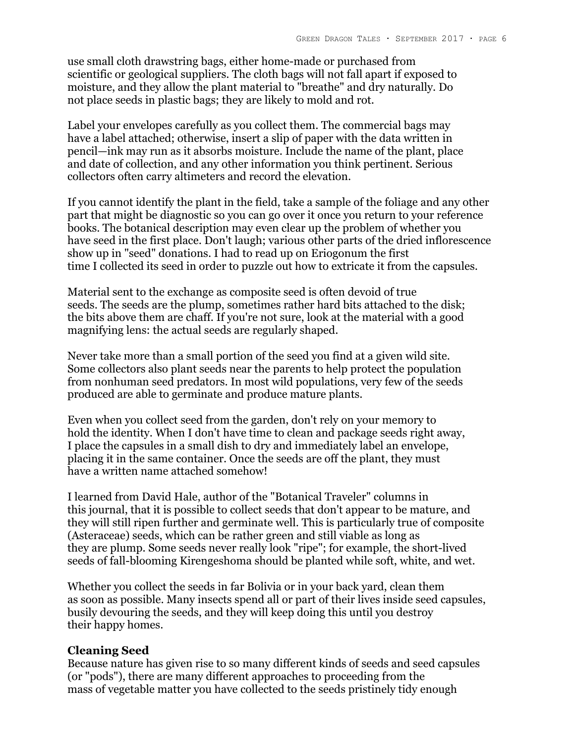use small cloth drawstring bags, either home-made or purchased from scientific or geological suppliers. The cloth bags will not fall apart if exposed to moisture, and they allow the plant material to "breathe" and dry naturally. Do not place seeds in plastic bags; they are likely to mold and rot.

Label your envelopes carefully as you collect them. The commercial bags may have a label attached; otherwise, insert a slip of paper with the data written in pencil—ink may run as it absorbs moisture. Include the name of the plant, place and date of collection, and any other information you think pertinent. Serious collectors often carry altimeters and record the elevation.

If you cannot identify the plant in the field, take a sample of the foliage and any other part that might be diagnostic so you can go over it once you return to your reference books. The botanical description may even clear up the problem of whether you have seed in the first place. Don't laugh; various other parts of the dried inflorescence show up in "seed" donations. I had to read up on Eriogonum the first time I collected its seed in order to puzzle out how to extricate it from the capsules.

Material sent to the exchange as composite seed is often devoid of true seeds. The seeds are the plump, sometimes rather hard bits attached to the disk; the bits above them are chaff. If you're not sure, look at the material with a good magnifying lens: the actual seeds are regularly shaped.

Never take more than a small portion of the seed you find at a given wild site. Some collectors also plant seeds near the parents to help protect the population from nonhuman seed predators. In most wild populations, very few of the seeds produced are able to germinate and produce mature plants.

Even when you collect seed from the garden, don't rely on your memory to hold the identity. When I don't have time to clean and package seeds right away, I place the capsules in a small dish to dry and immediately label an envelope, placing it in the same container. Once the seeds are off the plant, they must have a written name attached somehow!

I learned from David Hale, author of the "Botanical Traveler" columns in this journal, that it is possible to collect seeds that don't appear to be mature, and they will still ripen further and germinate well. This is particularly true of composite (Asteraceae) seeds, which can be rather green and still viable as long as they are plump. Some seeds never really look "ripe"; for example, the short-lived seeds of fall-blooming Kirengeshoma should be planted while soft, white, and wet.

Whether you collect the seeds in far Bolivia or in your back yard, clean them as soon as possible. Many insects spend all or part of their lives inside seed capsules, busily devouring the seeds, and they will keep doing this until you destroy their happy homes.

**Cleaning Seed**

Because nature has given rise to so many different kinds of seeds and seed capsules (or "pods"), there are many different approaches to proceeding from the mass of vegetable matter you have collected to the seeds pristinely tidy enough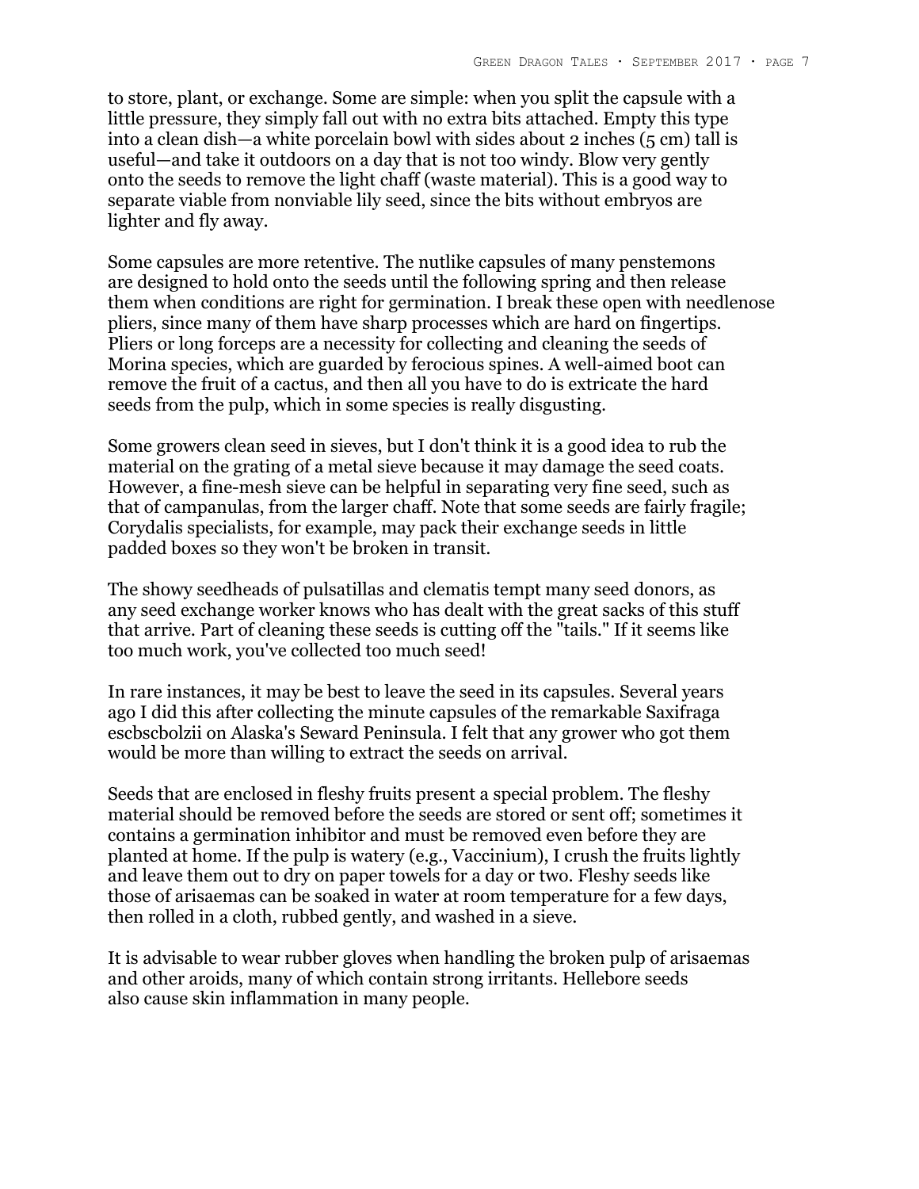to store, plant, or exchange. Some are simple: when you split the capsule with a little pressure, they simply fall out with no extra bits attached. Empty this type into a clean dish—a white porcelain bowl with sides about 2 inches (5 cm) tall is useful—and take it outdoors on a day that is not too windy. Blow very gently onto the seeds to remove the light chaff (waste material). This is a good way to separate viable from nonviable lily seed, since the bits without embryos are lighter and fly away.

Some capsules are more retentive. The nutlike capsules of many penstemons are designed to hold onto the seeds until the following spring and then release them when conditions are right for germination. I break these open with needlenose pliers, since many of them have sharp processes which are hard on fingertips. Pliers or long forceps are a necessity for collecting and cleaning the seeds of Morina species, which are guarded by ferocious spines. A well-aimed boot can remove the fruit of a cactus, and then all you have to do is extricate the hard seeds from the pulp, which in some species is really disgusting.

Some growers clean seed in sieves, but I don't think it is a good idea to rub the material on the grating of a metal sieve because it may damage the seed coats. However, a fine-mesh sieve can be helpful in separating very fine seed, such as that of campanulas, from the larger chaff. Note that some seeds are fairly fragile; Corydalis specialists, for example, may pack their exchange seeds in little padded boxes so they won't be broken in transit.

The showy seedheads of pulsatillas and clematis tempt many seed donors, as any seed exchange worker knows who has dealt with the great sacks of this stuff that arrive. Part of cleaning these seeds is cutting off the "tails." If it seems like too much work, you've collected too much seed!

In rare instances, it may be best to leave the seed in its capsules. Several years ago I did this after collecting the minute capsules of the remarkable Saxifraga escbscbolzii on Alaska's Seward Peninsula. I felt that any grower who got them would be more than willing to extract the seeds on arrival.

Seeds that are enclosed in fleshy fruits present a special problem. The fleshy material should be removed before the seeds are stored or sent off; sometimes it contains a germination inhibitor and must be removed even before they are planted at home. If the pulp is watery (e.g., Vaccinium), I crush the fruits lightly and leave them out to dry on paper towels for a day or two. Fleshy seeds like those of arisaemas can be soaked in water at room temperature for a few days, then rolled in a cloth, rubbed gently, and washed in a sieve.

It is advisable to wear rubber gloves when handling the broken pulp of arisaemas and other aroids, many of which contain strong irritants. Hellebore seeds also cause skin inflammation in many people.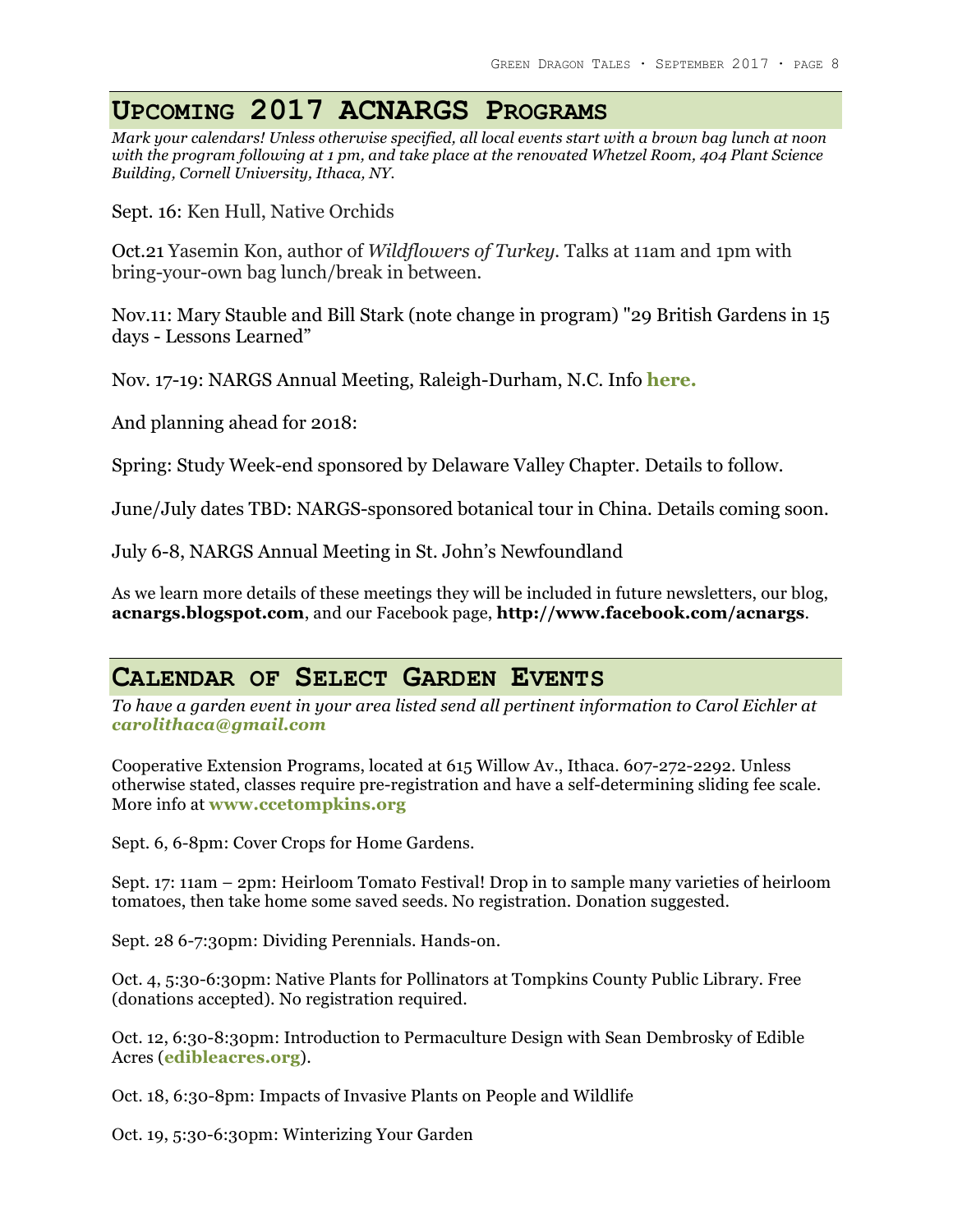## Upcoming 2017 ACNARGS Programs

*Mark your calendars! Unless otherwise specified, all local events start with a brown bag lunch at noon with the program following at 1 pm, and take place at the renovated Whetzel Room, 404 Plant Science Building, Cornell University, Ithaca, NY.*

Sept. 16: Ken Hull, Native Orchids

Oct.21 Yasemin Kon, author of *Wildflowers of Turkey*. Talks at 11am and 1pm with bring-your-own bag lunch/break in between.

Nov.11: Mary Stauble and Bill Stark (note change in program) "29 British Gardens in 15 days - Lessons Learned"

Nov. 17-19: NARGS Annual Meeting, Raleigh-Durham, N.C. Info **here.**

And planning ahead for 2018:

Spring: Study Week-end sponsored by Delaware Valley Chapter. Details to follow.

June/July dates TBD: NARGS-sponsored botanical tour in China. Details coming soon.

July 6-8, NARGS Annual Meeting in St. John's Newfoundland

As we learn more details of these meetings they will be included in future newsletters, our blog, **acnargs.blogspot.com**, and our Facebook page, **http://www.facebook.com/acnargs**.

## Calendar of Select Garden Events

*To have a garden event in your area listed send all pertinent information to Carol Eichler at* ***carolithaca@gmail.com***

Cooperative Extension Programs, located at 615 Willow Av., Ithaca. 607-272-2292. Unless otherwise stated, classes require pre-registration and have a self-determining sliding fee scale. More info at **www.ccetompkins.org**

Sept. 6, 6-8pm: Cover Crops for Home Gardens.

Sept. 17: 11am – 2pm: Heirloom Tomato Festival! Drop in to sample many varieties of heirloom tomatoes, then take home some saved seeds. No registration. Donation suggested.

Sept. 28 6-7:30pm: Dividing Perennials. Hands-on.

Oct. 4, 5:30-6:30pm: Native Plants for Pollinators at Tompkins County Public Library. Free (donations accepted). No registration required.

Oct. 12, 6:30-8:30pm: Introduction to Permaculture Design with Sean Dembrosky of Edible Acres (**edibleacres.org**).

Oct. 18, 6:30-8pm: Impacts of Invasive Plants on People and Wildlife

Oct. 19, 5:30-6:30pm: Winterizing Your Garden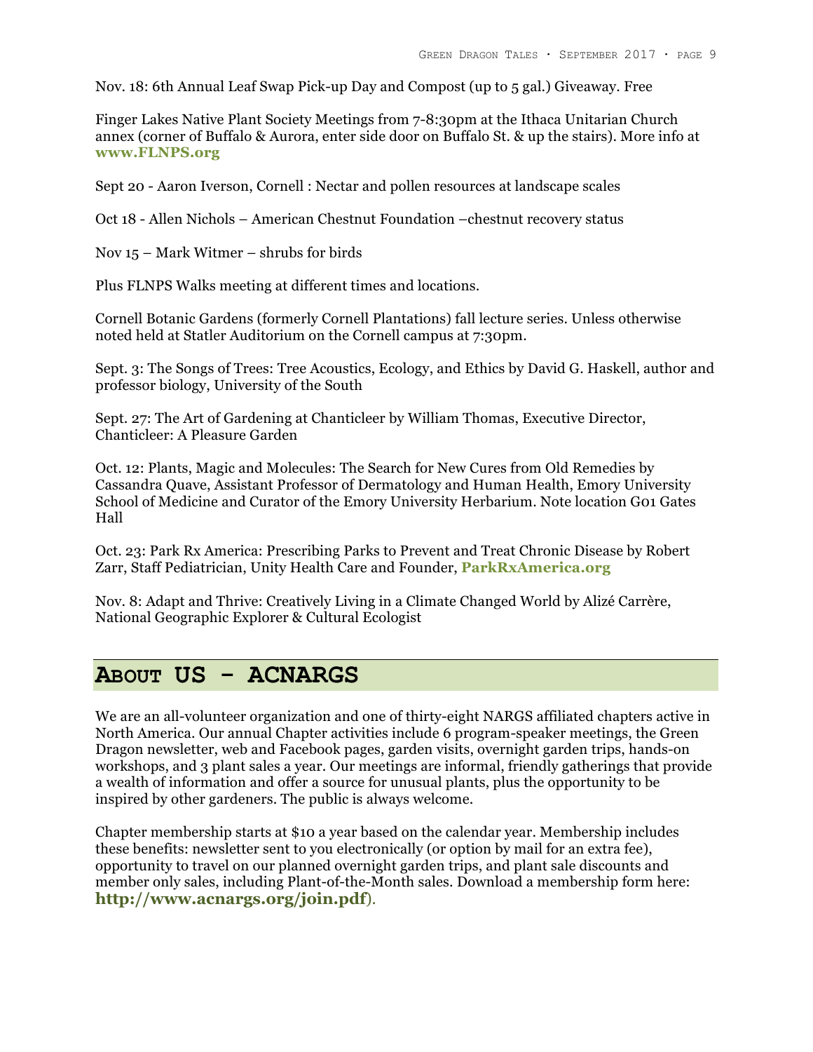Nov. 18: 6th Annual Leaf Swap Pick-up Day and Compost (up to 5 gal.) Giveaway. Free

Finger Lakes Native Plant Society Meetings from 7-8:30pm at the Ithaca Unitarian Church annex (corner of Buffalo & Aurora, enter side door on Buffalo St. & up the stairs). More info at **www.FLNPS.org**

Sept 20 - Aaron Iverson, Cornell : Nectar and pollen resources at landscape scales

Oct 18 - Allen Nichols – American Chestnut Foundation –chestnut recovery status

Nov 15 – Mark Witmer – shrubs for birds

Plus FLNPS Walks meeting at different times and locations.

Cornell Botanic Gardens (formerly Cornell Plantations) fall lecture series. Unless otherwise noted held at Statler Auditorium on the Cornell campus at 7:30pm.

Sept. 3: The Songs of Trees: Tree Acoustics, Ecology, and Ethics by David G. Haskell, author and professor biology, University of the South

Sept. 27: The Art of Gardening at Chanticleer by William Thomas, Executive Director, Chanticleer: A Pleasure Garden

Oct. 12: Plants, Magic and Molecules: The Search for New Cures from Old Remedies by Cassandra Quave, Assistant Professor of Dermatology and Human Health, Emory University School of Medicine and Curator of the Emory University Herbarium. Note location G01 Gates Hall

Oct. 23: Park Rx America: Prescribing Parks to Prevent and Treat Chronic Disease by Robert Zarr, Staff Pediatrician, Unity Health Care and Founder, **ParkRxAmerica.org**

Nov. 8: Adapt and Thrive: Creatively Living in a Climate Changed World by Alizé Carrère, National Geographic Explorer & Cultural Ecologist

## About US - ACNARGS

We are an all-volunteer organization and one of thirty-eight NARGS affiliated chapters active in North America. Our annual Chapter activities include 6 program-speaker meetings, the Green Dragon newsletter, web and Facebook pages, garden visits, overnight garden trips, hands-on workshops, and 3 plant sales a year. Our meetings are informal, friendly gatherings that provide a wealth of information and offer a source for unusual plants, plus the opportunity to be inspired by other gardeners. The public is always welcome.

Chapter membership starts at $10 a year based on the calendar year. Membership includes these benefits: newsletter sent to you electronically (or option by mail for an extra fee), opportunity to travel on our planned overnight garden trips, and plant sale discounts and member only sales, including Plant-of-the-Month sales. Download a membership form here: **http://www.acnargs.org/join.pdf**).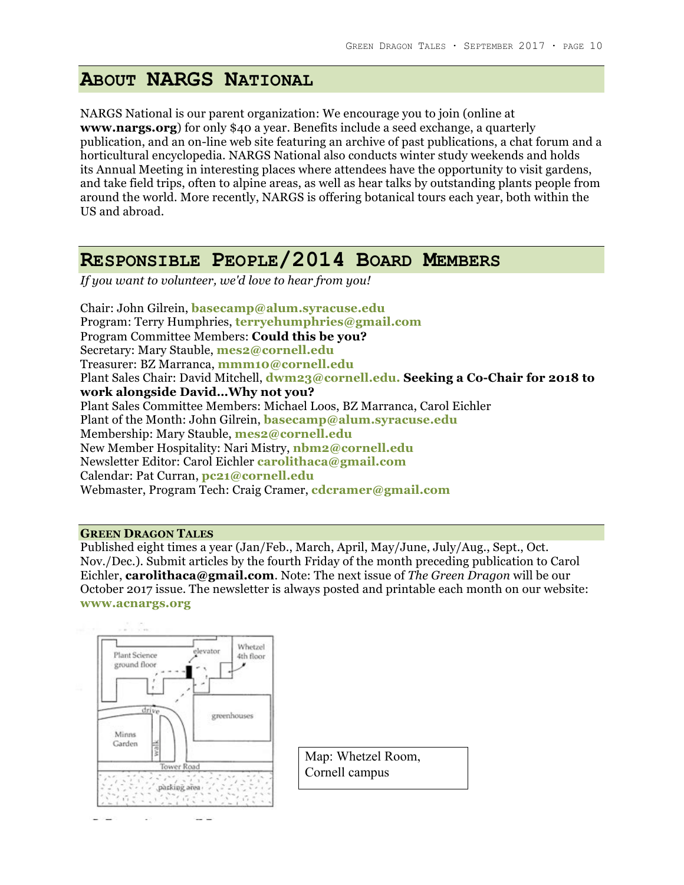## About NARGS National

NARGS National is our parent organization: We encourage you to join (online at **www.nargs.org**) for only $40 a year. Benefits include a seed exchange, a quarterly publication, and an on-line web site featuring an archive of past publications, a chat forum and a horticultural encyclopedia. NARGS National also conducts winter study weekends and holds its Annual Meeting in interesting places where attendees have the opportunity to visit gardens, and take field trips, often to alpine areas, as well as hear talks by outstanding plants people from around the world. More recently, NARGS is offering botanical tours each year, both within the US and abroad.

## Responsible People/2014 Board Members

*If you want to volunteer, we'd love to hear from you!*

Chair: John Gilrein, **basecamp@alum.syracuse.edu**
Program: Terry Humphries, **terryehumphries@gmail.com**
Program Committee Members: **Could this be you?**
Secretary: Mary Stauble, **mes2@cornell.edu**
Treasurer: BZ Marranca, **mmm10@cornell.edu**
Plant Sales Chair: David Mitchell, **dwm23@cornell.edu. Seeking a Co-Chair for 2018 to work alongside David…Why not you?**
Plant Sales Committee Members: Michael Loos, BZ Marranca, Carol Eichler
Plant of the Month: John Gilrein, **basecamp@alum.syracuse.edu**
Membership: Mary Stauble, **mes2@cornell.edu**
New Member Hospitality: Nari Mistry, **nbm2@cornell.edu**
Newsletter Editor: Carol Eichler **carolithaca@gmail.com**
Calendar: Pat Curran, **pc21@cornell.edu**
Webmaster, Program Tech: Craig Cramer, **cdcramer@gmail.com**

### Green Dragon Tales

Published eight times a year (Jan/Feb., March, April, May/June, July/Aug., Sept., Oct. Nov./Dec.). Submit articles by the fourth Friday of the month preceding publication to Carol Eichler, **carolithaca@gmail.com**. Note: The next issue of *The Green Dragon* will be our October 2017 issue. The newsletter is always posted and printable each month on our website: **www.acnargs.org**

Plant Science ground floor — elevator — Whetzel 4th floor — drive — greenhouses — Minns Garden — walk — Tower Road — parking area

Map: Whetzel Room, Cornell campus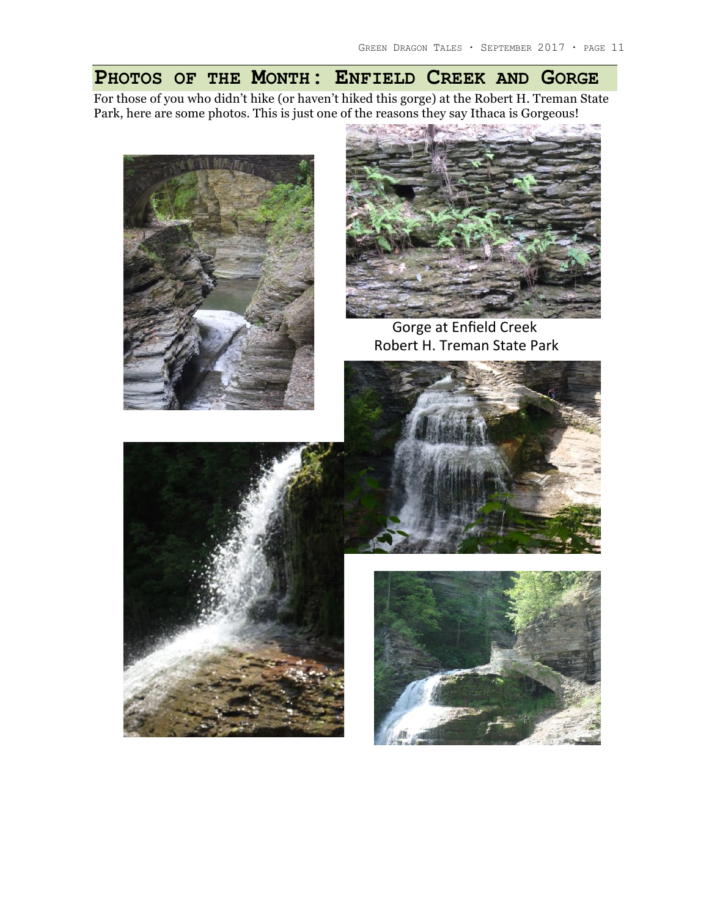# Photos of the Month: Enfield Creek and Gorge

For those of you who didn't hike (or haven't hiked this gorge) at the Robert H. Treman State Park, here are some photos. This is just one of the reasons they say Ithaca is Gorgeous!

Gorge at Enfield Creek
Robert H. Treman State Park